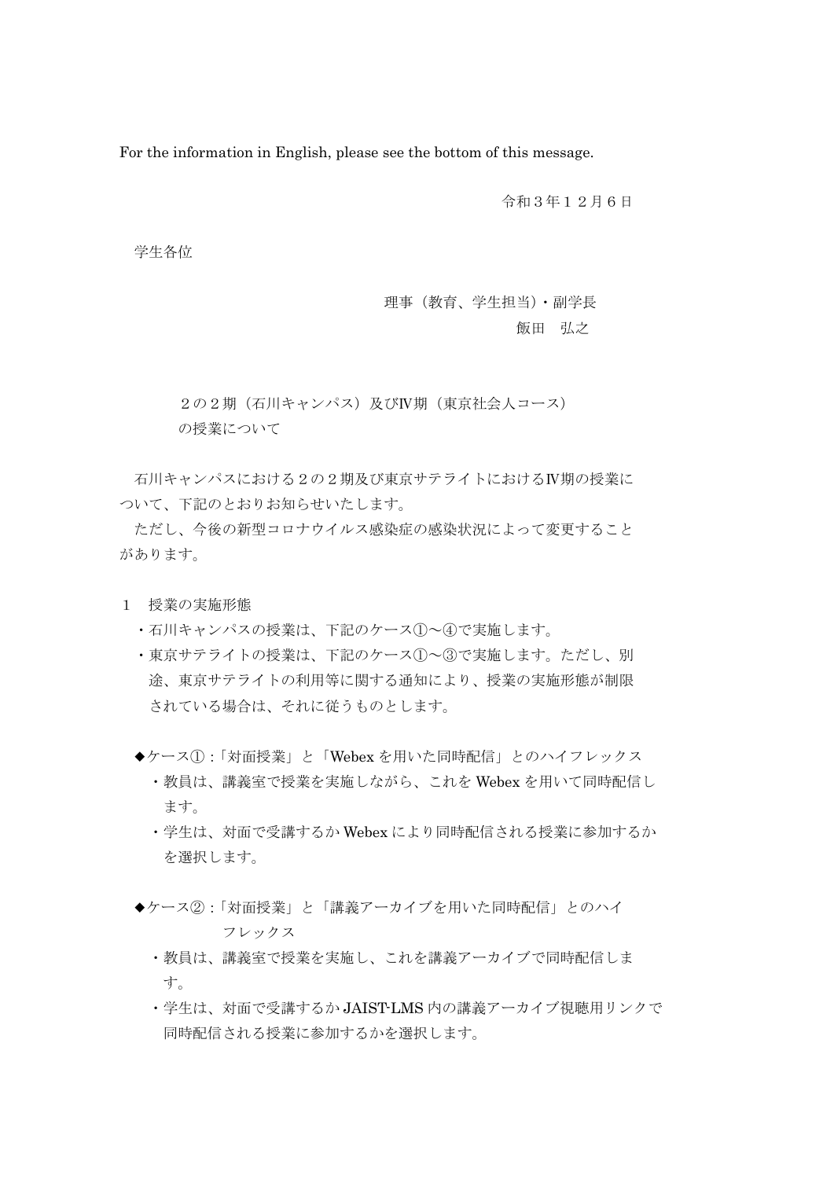For the information in English, please see the bottom of this message.

令和３年１２月６日

学生各位

理事（教育、学生担当）・副学長
飯田　弘之

## ２の２期（石川キャンパス）及びⅣ期（東京社会人コース）の授業について

石川キャンパスにおける２の２期及び東京サテライトにおけるⅣ期の授業について、下記のとおりお知らせいたします。

ただし、今後の新型コロナウイルス感染症の感染状況によって変更することがあります。

１　授業の実施形態

- 石川キャンパスの授業は、下記のケース①～④で実施します。
- 東京サテライトの授業は、下記のケース①～③で実施します。ただし、別途、東京サテライトの利用等に関する通知により、授業の実施形態が制限されている場合は、それに従うものとします。

◆ケース①：「対面授業」と「Webex を用いた同時配信」とのハイフレックス

- 教員は、講義室で授業を実施しながら、これを Webex を用いて同時配信します。
- 学生は、対面で受講するか Webex により同時配信される授業に参加するかを選択します。

◆ケース②：「対面授業」と「講義アーカイブを用いた同時配信」とのハイフレックス

- 教員は、講義室で授業を実施し、これを講義アーカイブで同時配信します。
- 学生は、対面で受講するか JAIST-LMS 内の講義アーカイブ視聴用リンクで同時配信される授業に参加するかを選択します。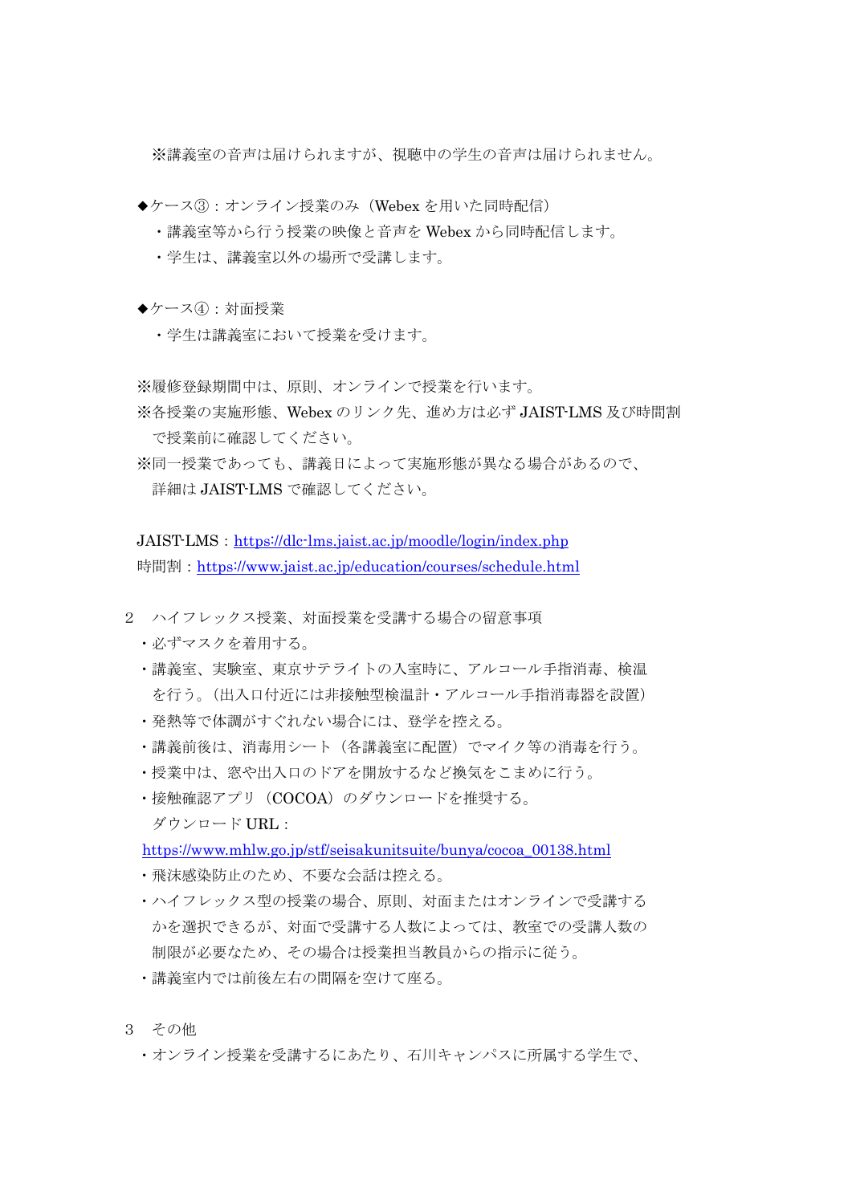※講義室の音声は届けられますが、視聴中の学生の音声は届けられません。

◆ケース③：オンライン授業のみ（Webex を用いた同時配信）

- 講義室等から行う授業の映像と音声を Webex から同時配信します。
- 学生は、講義室以外の場所で受講します。

◆ケース④：対面授業

- 学生は講義室において授業を受けます。

※履修登録期間中は、原則、オンラインで授業を行います。

※各授業の実施形態、Webex のリンク先、進め方は必ず JAIST-LMS 及び時間割で授業前に確認してください。

※同一授業であっても、講義日によって実施形態が異なる場合があるので、詳細は JAIST-LMS で確認してください。

JAIST-LMS：https://dlc-lms.jaist.ac.jp/moodle/login/index.php

時間割：https://www.jaist.ac.jp/education/courses/schedule.html

## 2　ハイフレックス授業、対面授業を受講する場合の留意事項

- 必ずマスクを着用する。
- 講義室、実験室、東京サテライトの入室時に、アルコール手指消毒、検温を行う。（出入口付近には非接触型検温計・アルコール手指消毒器を設置）
- 発熱等で体調がすぐれない場合には、登学を控える。
- 講義前後は、消毒用シート（各講義室に配置）でマイク等の消毒を行う。
- 授業中は、窓や出入口のドアを開放するなど換気をこまめに行う。
- 接触確認アプリ（COCOA）のダウンロードを推奨する。
  ダウンロード URL：
  https://www.mhlw.go.jp/stf/seisakunitsuite/bunya/cocoa_00138.html
- 飛沫感染防止のため、不要な会話は控える。
- ハイフレックス型の授業の場合、原則、対面またはオンラインで受講するかを選択できるが、対面で受講する人数によっては、教室での受講人数の制限が必要なため、その場合は授業担当教員からの指示に従う。
- 講義室内では前後左右の間隔を空けて座る。

## 3　その他

- オンライン授業を受講するにあたり、石川キャンパスに所属する学生で、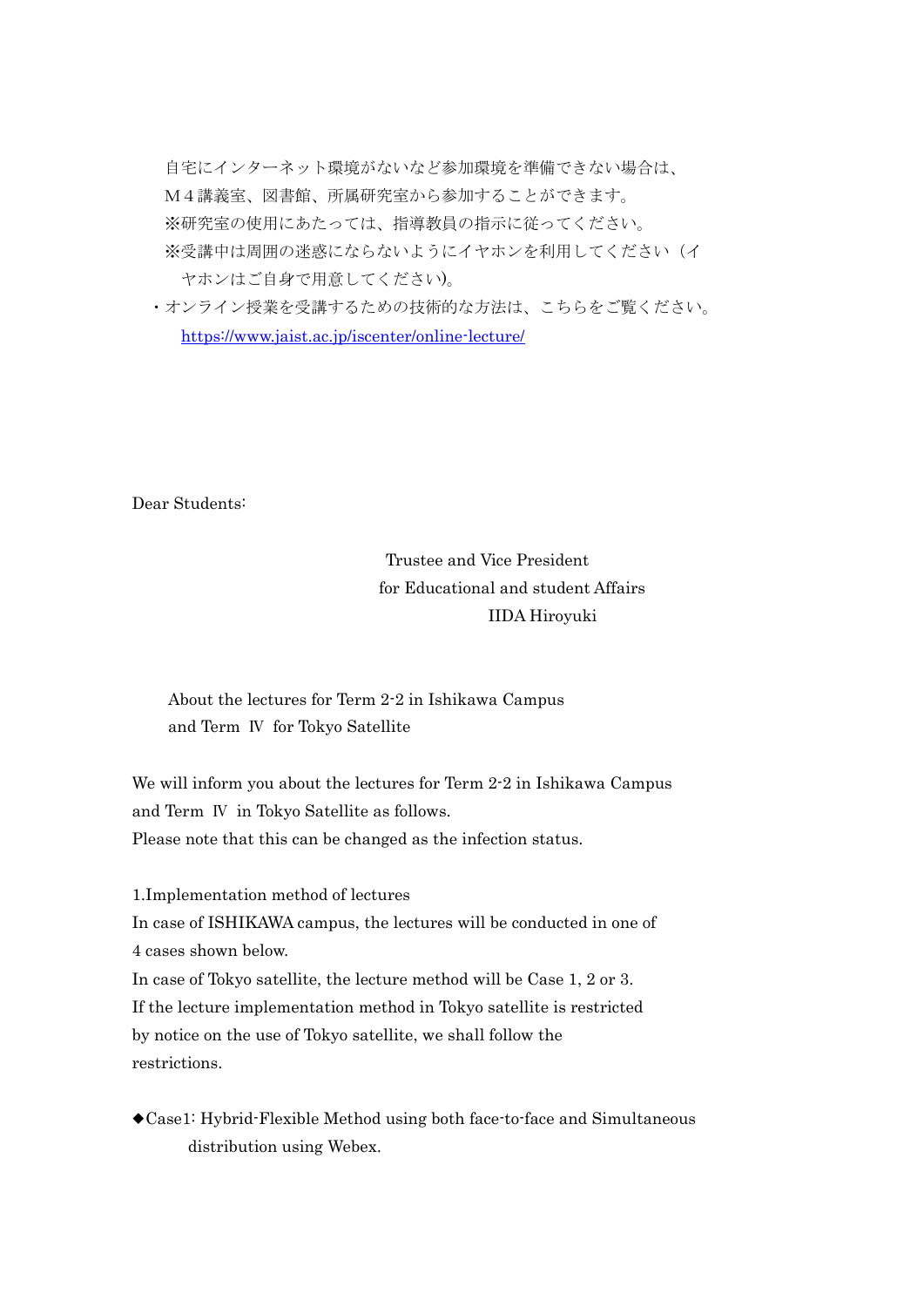自宅にインターネット環境がないなど参加環境を準備できない場合は、
Ｍ４講義室、図書館、所属研究室から参加することができます。
※研究室の使用にあたっては、指導教員の指示に従ってください。
※受講中は周囲の迷惑にならないようにイヤホンを利用してください（イヤホンはご自身で用意してください)。

・オンライン授業を受講するための技術的な方法は、こちらをご覧ください。
https://www.jaist.ac.jp/iscenter/online-lecture/

Dear Students:

Trustee and Vice President
for Educational and student Affairs
IIDA Hiroyuki

About the lectures for Term 2-2 in Ishikawa Campus
and Term Ⅳ for Tokyo Satellite

We will inform you about the lectures for Term 2-2 in Ishikawa Campus and Term Ⅳ in Tokyo Satellite as follows.
Please note that this can be changed as the infection status.

1.Implementation method of lectures
In case of ISHIKAWA campus, the lectures will be conducted in one of 4 cases shown below.
In case of Tokyo satellite, the lecture method will be Case 1, 2 or 3.
If the lecture implementation method in Tokyo satellite is restricted by notice on the use of Tokyo satellite, we shall follow the restrictions.

◆Case1: Hybrid-Flexible Method using both face-to-face and Simultaneous distribution using Webex.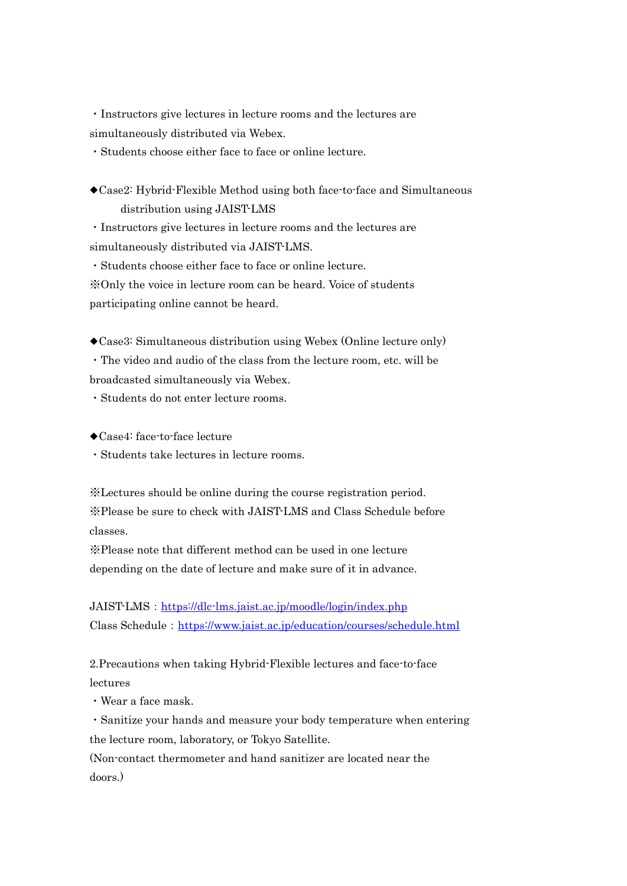・Instructors give lectures in lecture rooms and the lectures are simultaneously distributed via Webex.

・Students choose either face to face or online lecture.

◆Case2: Hybrid-Flexible Method using both face-to-face and Simultaneous distribution using JAIST-LMS

・Instructors give lectures in lecture rooms and the lectures are simultaneously distributed via JAIST-LMS.

・Students choose either face to face or online lecture.

※Only the voice in lecture room can be heard. Voice of students participating online cannot be heard.

◆Case3: Simultaneous distribution using Webex (Online lecture only)

・The video and audio of the class from the lecture room, etc. will be broadcasted simultaneously via Webex.

・Students do not enter lecture rooms.

◆Case4: face-to-face lecture

・Students take lectures in lecture rooms.

※Lectures should be online during the course registration period.

※Please be sure to check with JAIST-LMS and Class Schedule before classes.

※Please note that different method can be used in one lecture depending on the date of lecture and make sure of it in advance.

JAIST-LMS：https://dlc-lms.jaist.ac.jp/moodle/login/index.php

Class Schedule：https://www.jaist.ac.jp/education/courses/schedule.html

2.Precautions when taking Hybrid-Flexible lectures and face-to-face lectures

・Wear a face mask.

・Sanitize your hands and measure your body temperature when entering the lecture room, laboratory, or Tokyo Satellite.

(Non-contact thermometer and hand sanitizer are located near the doors.)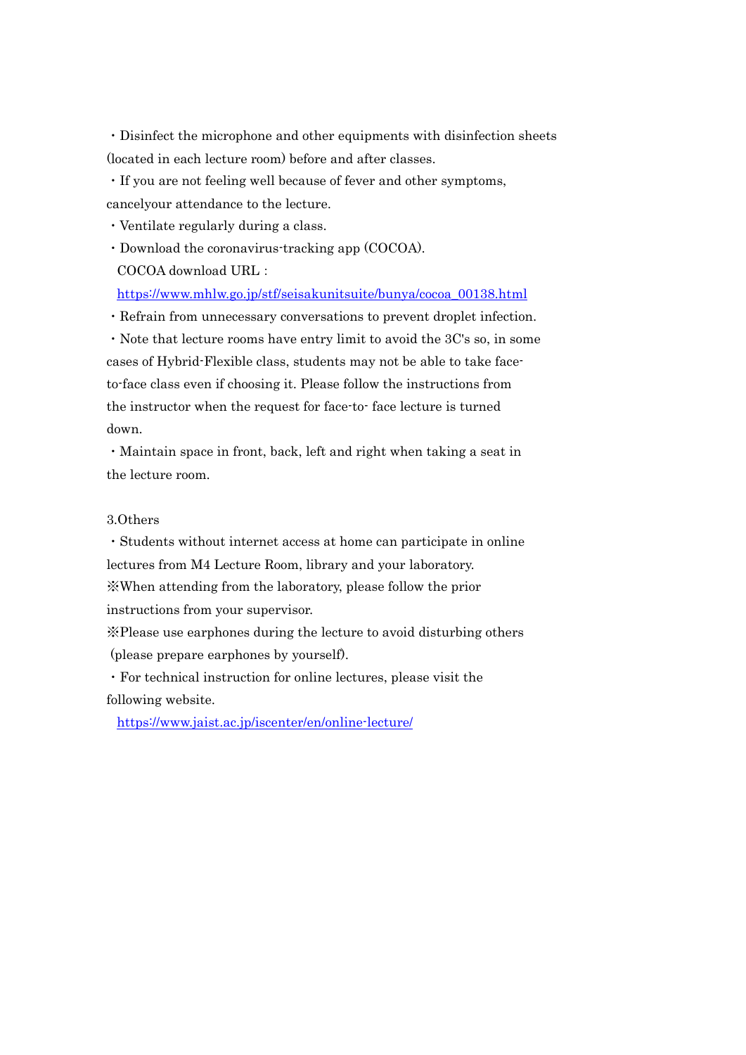・Disinfect the microphone and other equipments with disinfection sheets (located in each lecture room) before and after classes.

・If you are not feeling well because of fever and other symptoms, cancelyour attendance to the lecture.

・Ventilate regularly during a class.

・Download the coronavirus-tracking app (COCOA).

COCOA download URL：

https://www.mhlw.go.jp/stf/seisakunitsuite/bunya/cocoa_00138.html

・Refrain from unnecessary conversations to prevent droplet infection.

・Note that lecture rooms have entry limit to avoid the 3C's so, in some cases of Hybrid-Flexible class, students may not be able to take face-to-face class even if choosing it. Please follow the instructions from the instructor when the request for face-to- face lecture is turned down.

・Maintain space in front, back, left and right when taking a seat in the lecture room.

3.Others

・Students without internet access at home can participate in online lectures from M4 Lecture Room, library and your laboratory.

※When attending from the laboratory, please follow the prior instructions from your supervisor.

※Please use earphones during the lecture to avoid disturbing others (please prepare earphones by yourself).

・For technical instruction for online lectures, please visit the following website.

https://www.jaist.ac.jp/iscenter/en/online-lecture/